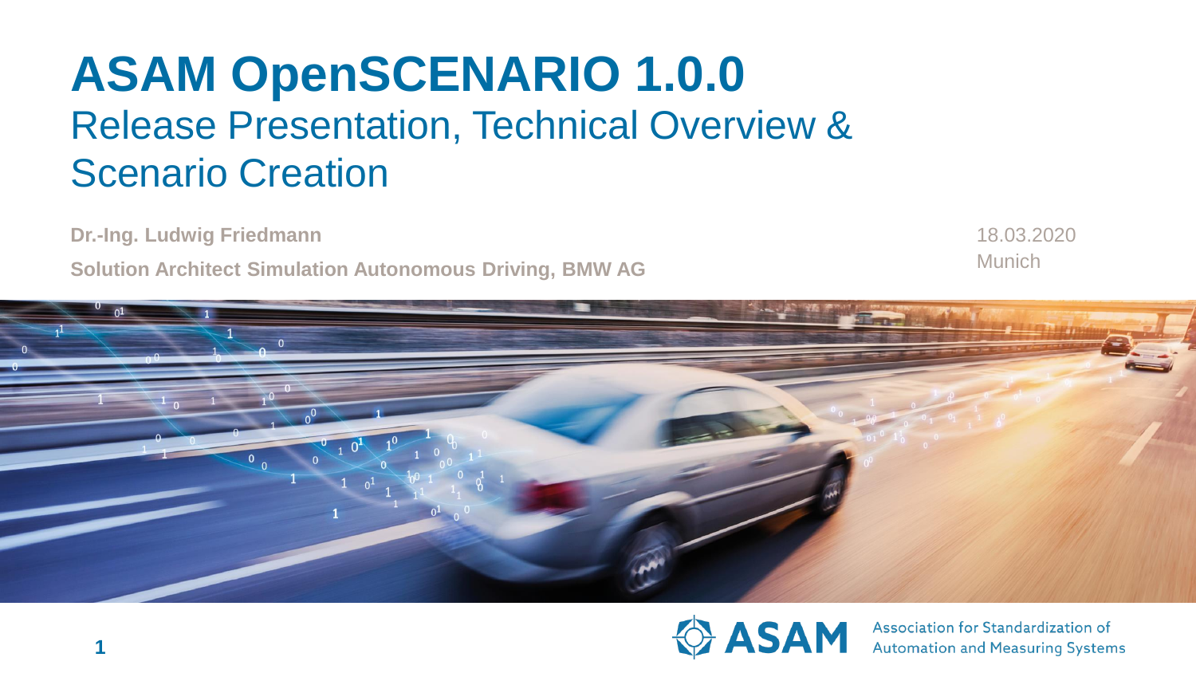# ASAM OpenSCENARIO 1.0.0

## Release Presentation, Technical Overview & Scenario Creation

**Dr.-Ing. Ludwig Friedmann**

**Solution Architect Simulation Autonomous Driving, BMW AG**

18.03.2020

Munich

ASAM Association for Standardization of Automation and Measuring Systems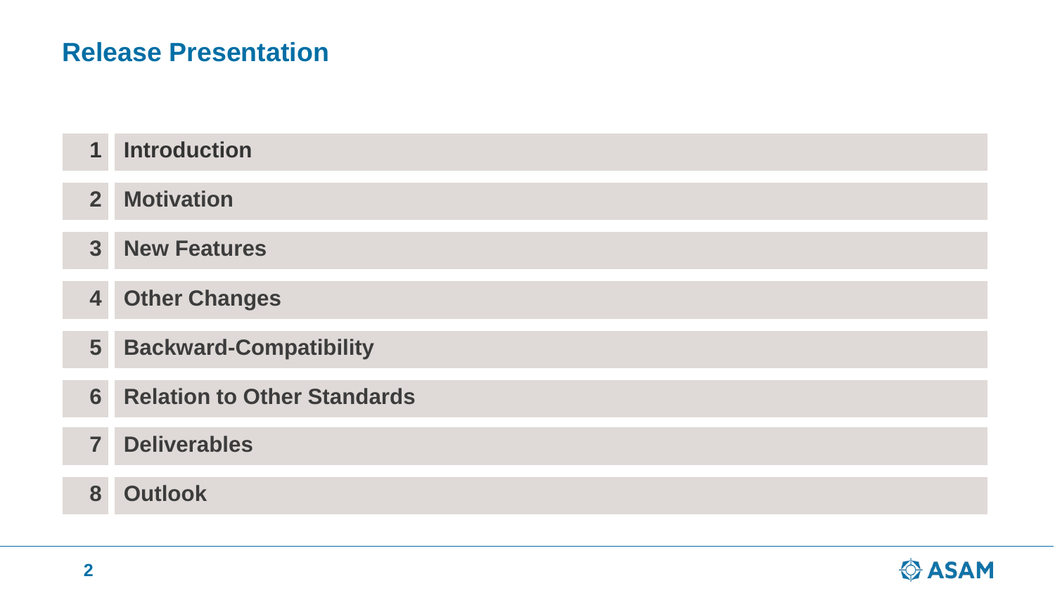# Release Presentation

1. Introduction
2. Motivation
3. New Features
4. Other Changes
5. Backward-Compatibility
6. Relation to Other Standards
7. Deliverables
8. Outlook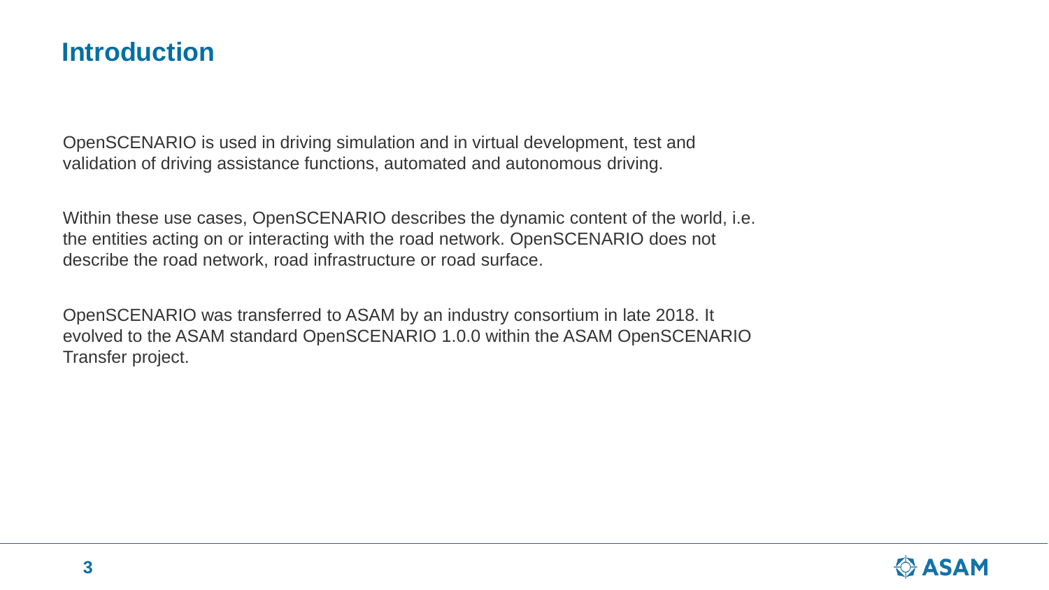# Introduction

OpenSCENARIO is used in driving simulation and in virtual development, test and validation of driving assistance functions, automated and autonomous driving.

Within these use cases, OpenSCENARIO describes the dynamic content of the world, i.e. the entities acting on or interacting with the road network. OpenSCENARIO does not describe the road network, road infrastructure or road surface.

OpenSCENARIO was transferred to ASAM by an industry consortium in late 2018. It evolved to the ASAM standard OpenSCENARIO 1.0.0 within the ASAM OpenSCENARIO Transfer project.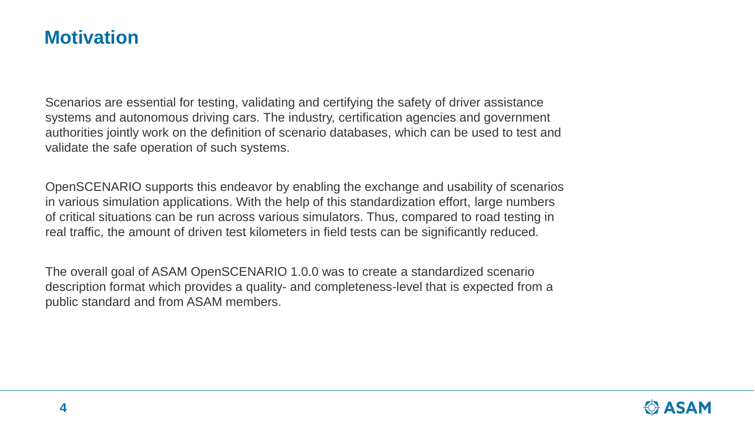# Motivation

Scenarios are essential for testing, validating and certifying the safety of driver assistance systems and autonomous driving cars. The industry, certification agencies and government authorities jointly work on the definition of scenario databases, which can be used to test and validate the safe operation of such systems.

OpenSCENARIO supports this endeavor by enabling the exchange and usability of scenarios in various simulation applications. With the help of this standardization effort, large numbers of critical situations can be run across various simulators. Thus, compared to road testing in real traffic, the amount of driven test kilometers in field tests can be significantly reduced.

The overall goal of ASAM OpenSCENARIO 1.0.0 was to create a standardized scenario description format which provides a quality- and completeness-level that is expected from a public standard and from ASAM members.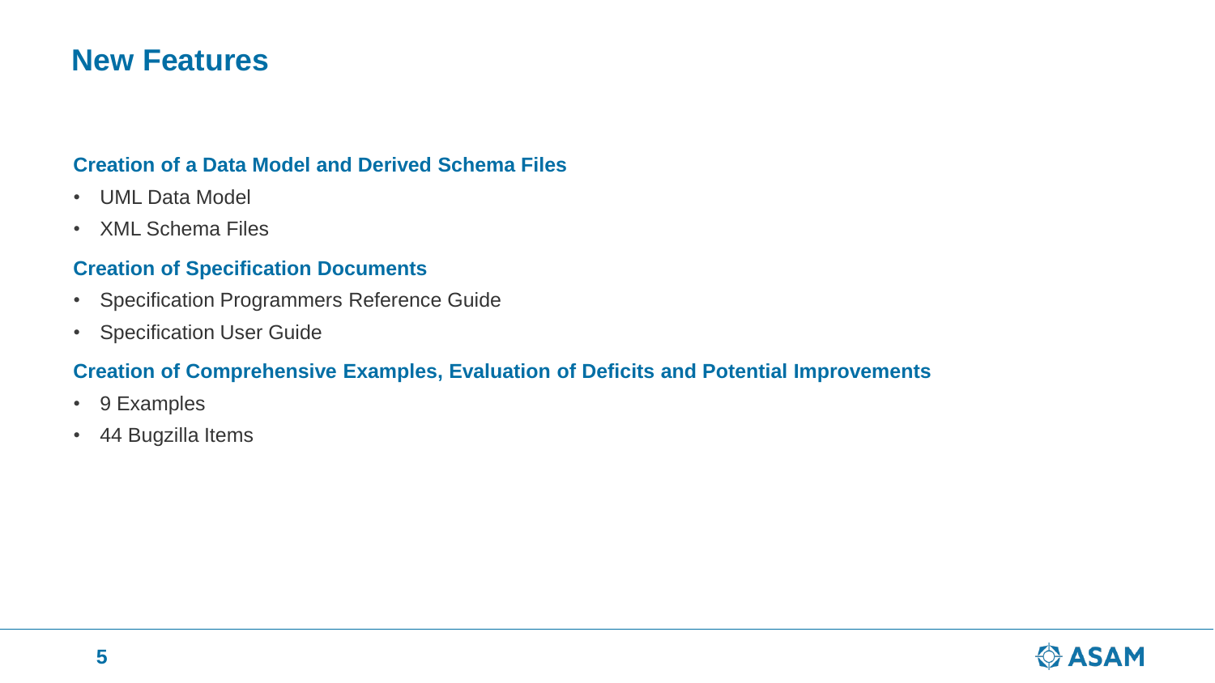# New Features

### Creation of a Data Model and Derived Schema Files

- UML Data Model
- XML Schema Files

### Creation of Specification Documents

- Specification Programmers Reference Guide
- Specification User Guide

### Creation of Comprehensive Examples, Evaluation of Deficits and Potential Improvements

- 9 Examples
- 44 Bugzilla Items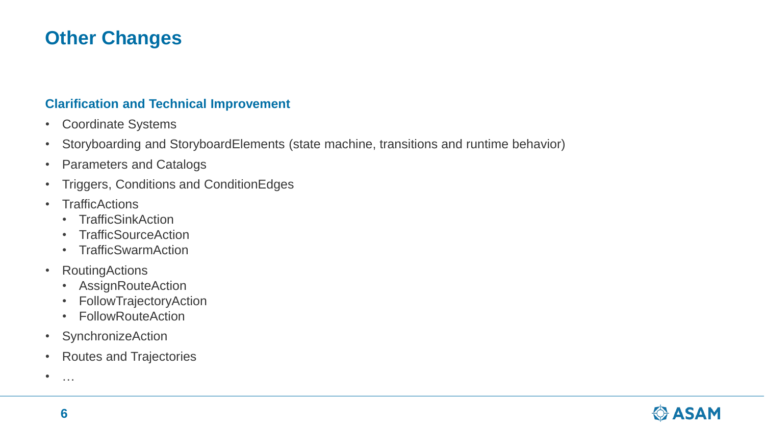# Other Changes

## Clarification and Technical Improvement

- Coordinate Systems
- Storyboarding and StoryboardElements (state machine, transitions and runtime behavior)
- Parameters and Catalogs
- Triggers, Conditions and ConditionEdges
- TrafficActions
  - TrafficSinkAction
  - TrafficSourceAction
  - TrafficSwarmAction
- RoutingActions
  - AssignRouteAction
  - FollowTrajectoryAction
  - FollowRouteAction
- SynchronizeAction
- Routes and Trajectories
- …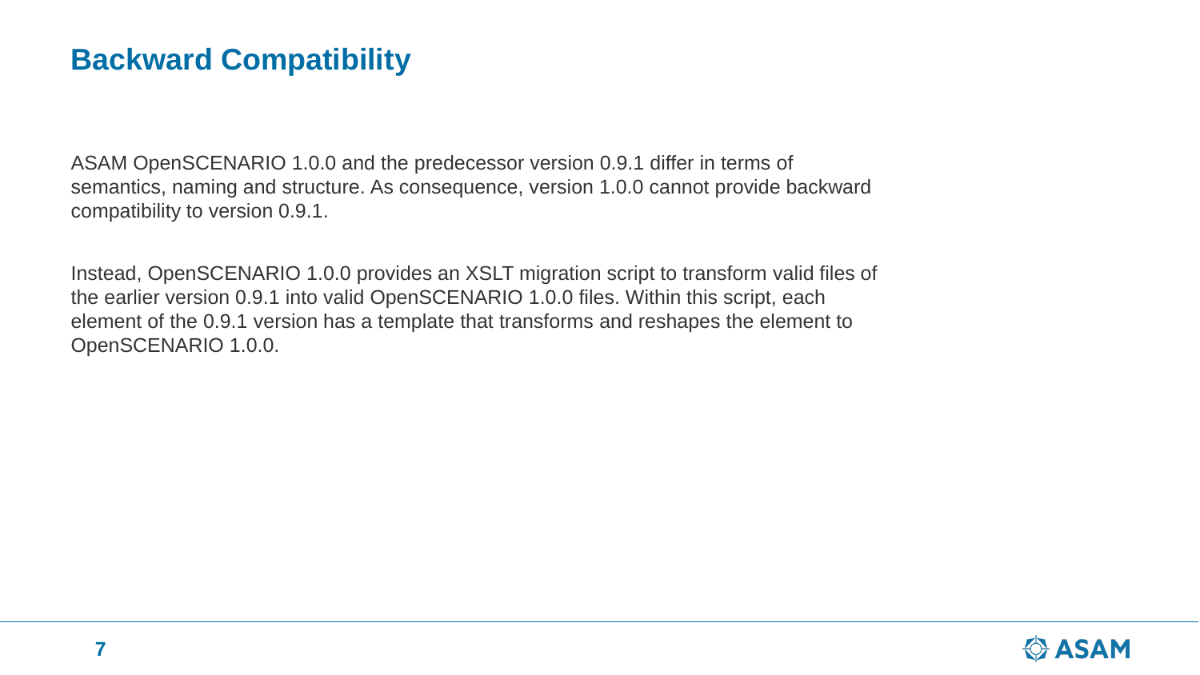## Backward Compatibility

ASAM OpenSCENARIO 1.0.0 and the predecessor version 0.9.1 differ in terms of semantics, naming and structure. As consequence, version 1.0.0 cannot provide backward compatibility to version 0.9.1.

Instead, OpenSCENARIO 1.0.0 provides an XSLT migration script to transform valid files of the earlier version 0.9.1 into valid OpenSCENARIO 1.0.0 files. Within this script, each element of the 0.9.1 version has a template that transforms and reshapes the element to OpenSCENARIO 1.0.0.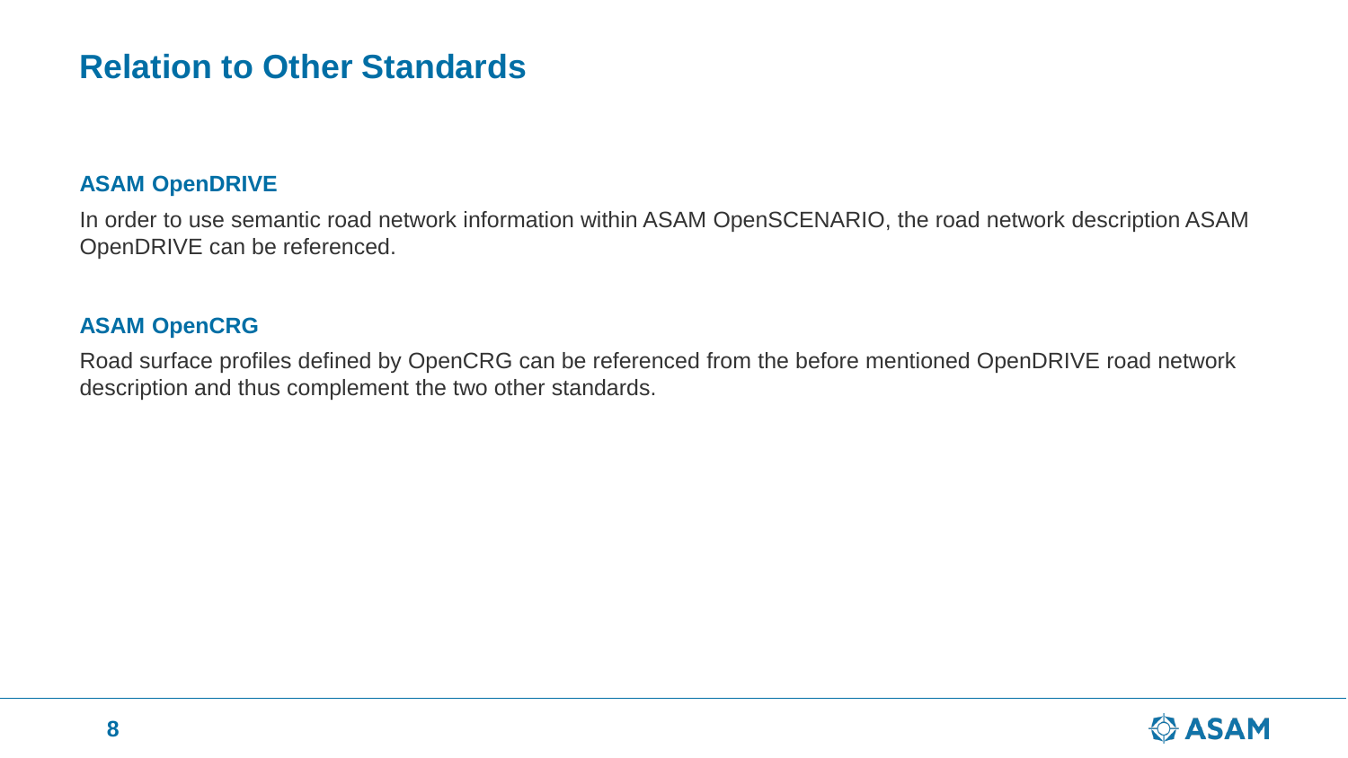# Relation to Other Standards

### ASAM OpenDRIVE

In order to use semantic road network information within ASAM OpenSCENARIO, the road network description ASAM OpenDRIVE can be referenced.

### ASAM OpenCRG

Road surface profiles defined by OpenCRG can be referenced from the before mentioned OpenDRIVE road network description and thus complement the two other standards.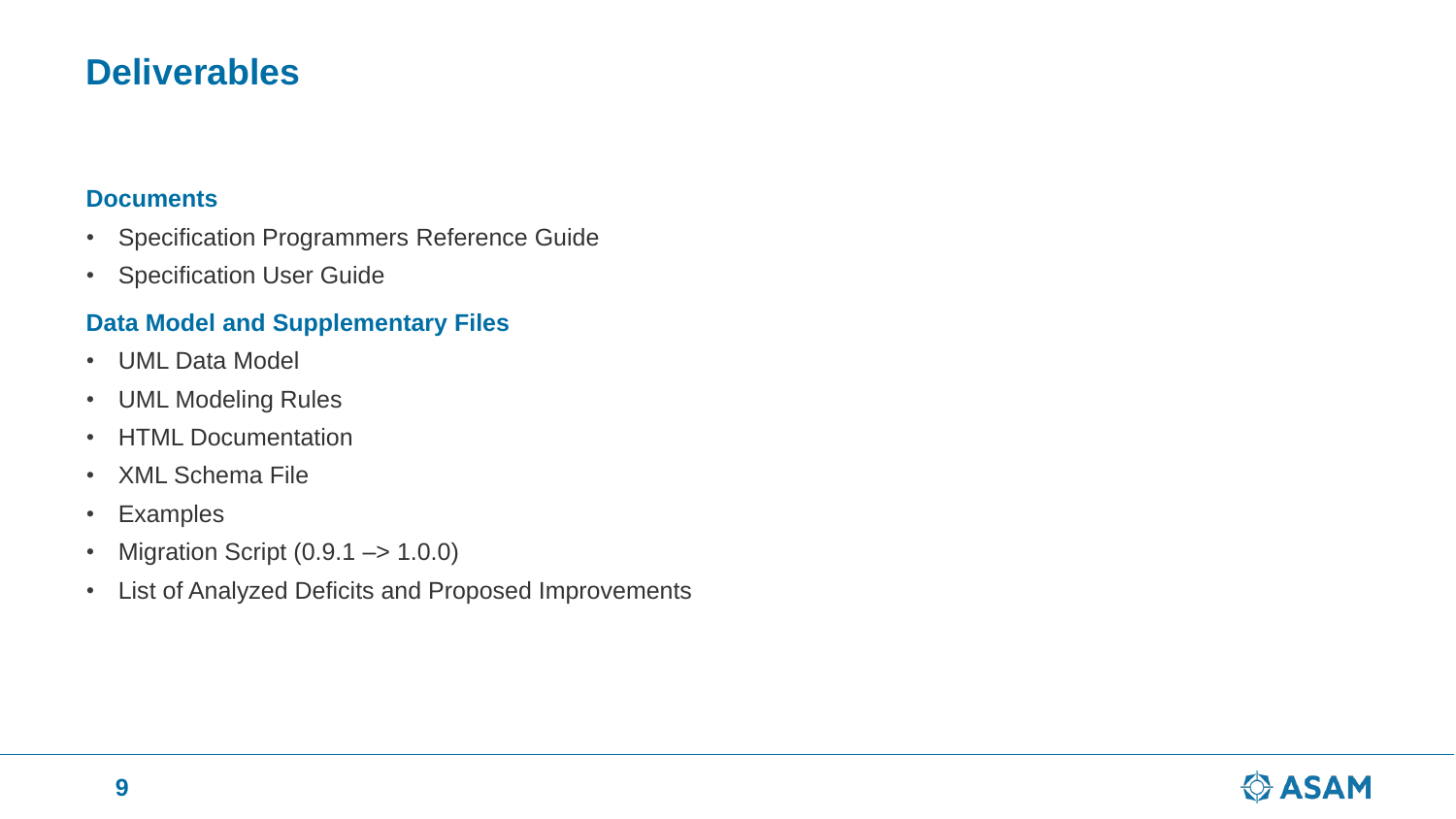# Deliverables

## Documents

- Specification Programmers Reference Guide
- Specification User Guide

## Data Model and Supplementary Files

- UML Data Model
- UML Modeling Rules
- HTML Documentation
- XML Schema File
- Examples
- Migration Script (0.9.1 –> 1.0.0)
- List of Analyzed Deficits and Proposed Improvements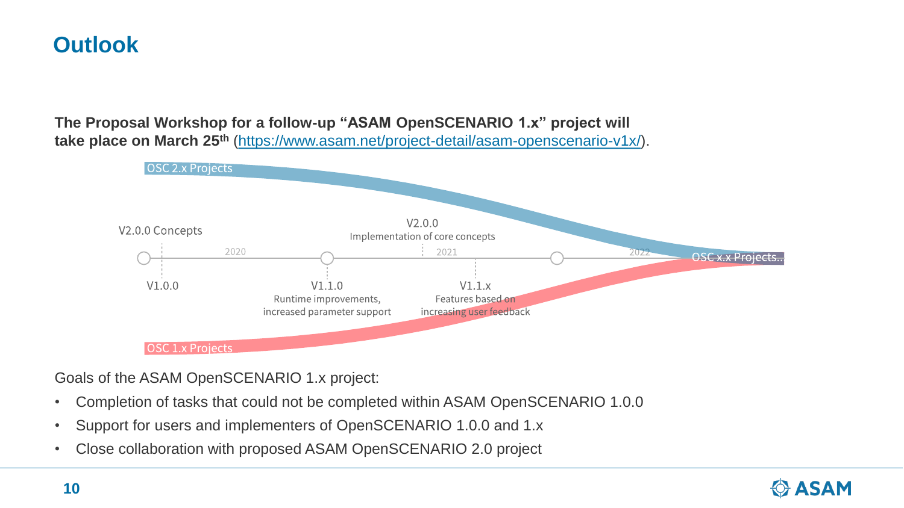# Outlook

**The Proposal Workshop for a follow-up "ASAM OpenSCENARIO 1.x" project will take place on March 25th** ([https://www.asam.net/project-detail/asam-openscenario-v1x/](https://www.asam.net/project-detail/asam-openscenario-v1x/)).

OSC 2.x Projects

V2.0.0 Concepts

V2.0.0
Implementation of core concepts

2020 — 2021 — 2022

OSC x.x Projects...

V1.0.0

V1.1.0
Runtime improvements, increased parameter support

V1.1.x
Features based on increasing user feedback

OSC 1.x Projects

Goals of the ASAM OpenSCENARIO 1.x project:

- Completion of tasks that could not be completed within ASAM OpenSCENARIO 1.0.0
- Support for users and implementers of OpenSCENARIO 1.0.0 and 1.x
- Close collaboration with proposed ASAM OpenSCENARIO 2.0 project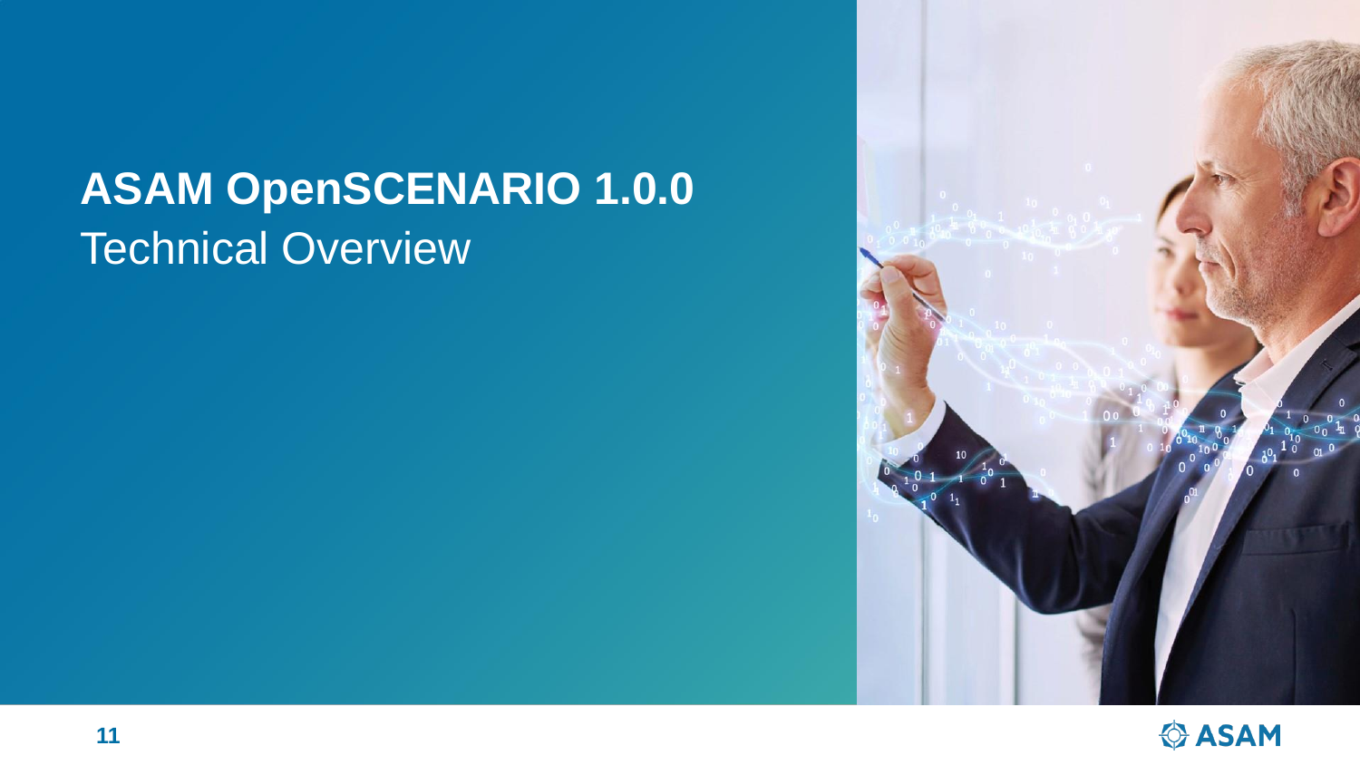# ASAM OpenSCENARIO 1.0.0

Technical Overview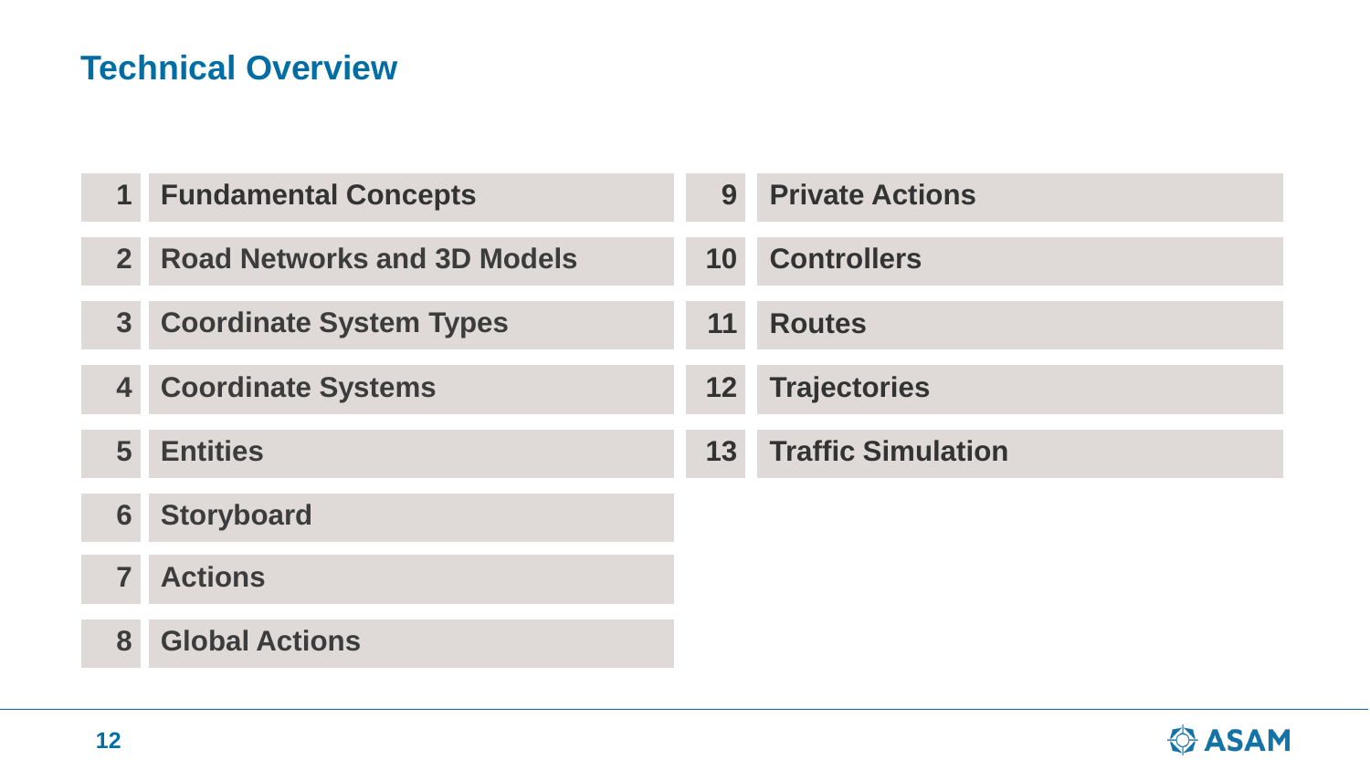## Technical Overview

1. Fundamental Concepts
2. Road Networks and 3D Models
3. Coordinate System Types
4. Coordinate Systems
5. Entities
6. Storyboard
7. Actions
8. Global Actions
9. Private Actions
10. Controllers
11. Routes
12. Trajectories
13. Traffic Simulation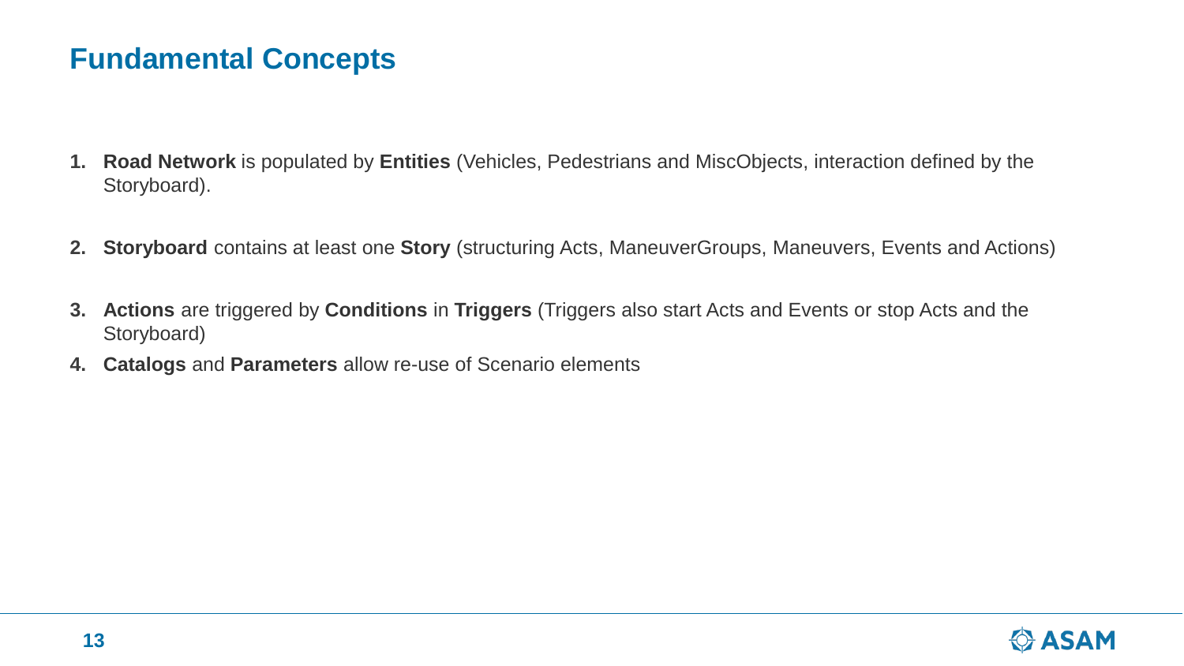## Fundamental Concepts

1. **Road Network** is populated by **Entities** (Vehicles, Pedestrians and MiscObjects, interaction defined by the Storyboard).
2. **Storyboard** contains at least one **Story** (structuring Acts, ManeuverGroups, Maneuvers, Events and Actions)
3. **Actions** are triggered by **Conditions** in **Triggers** (Triggers also start Acts and Events or stop Acts and the Storyboard)
4. **Catalogs** and **Parameters** allow re-use of Scenario elements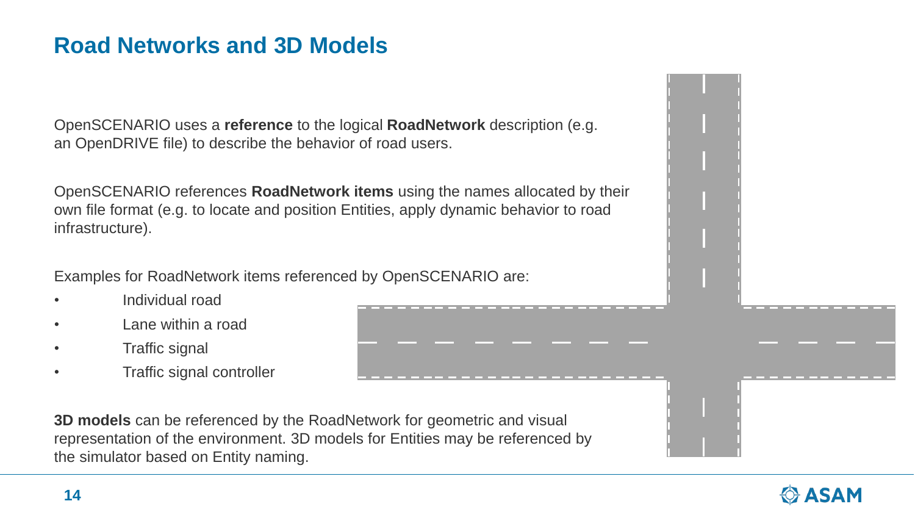# Road Networks and 3D Models

OpenSCENARIO uses a **reference** to the logical **RoadNetwork** description (e.g. an OpenDRIVE file) to describe the behavior of road users.

OpenSCENARIO references **RoadNetwork items** using the names allocated by their own file format (e.g. to locate and position Entities, apply dynamic behavior to road infrastructure).

Examples for RoadNetwork items referenced by OpenSCENARIO are:

- Individual road
- Lane within a road
- Traffic signal
- Traffic signal controller

**3D models** can be referenced by the RoadNetwork for geometric and visual representation of the environment. 3D models for Entities may be referenced by the simulator based on Entity naming.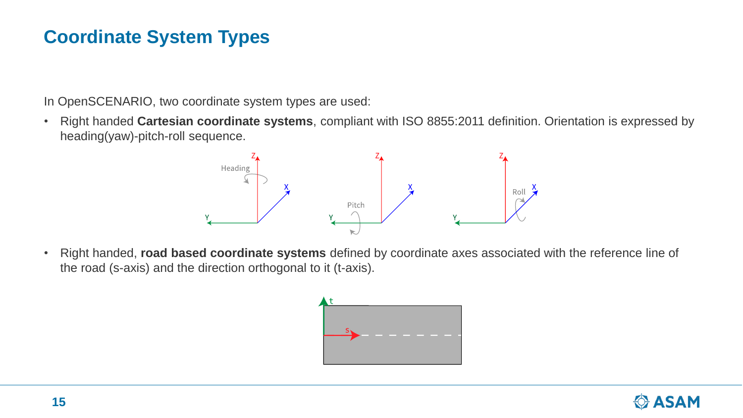# Coordinate System Types

In OpenSCENARIO, two coordinate system types are used:

- Right handed **Cartesian coordinate systems**, compliant with ISO 8855:2011 definition. Orientation is expressed by heading(yaw)-pitch-roll sequence.
- Right handed, **road based coordinate systems** defined by coordinate axes associated with the reference line of the road (s-axis) and the direction orthogonal to it (t-axis).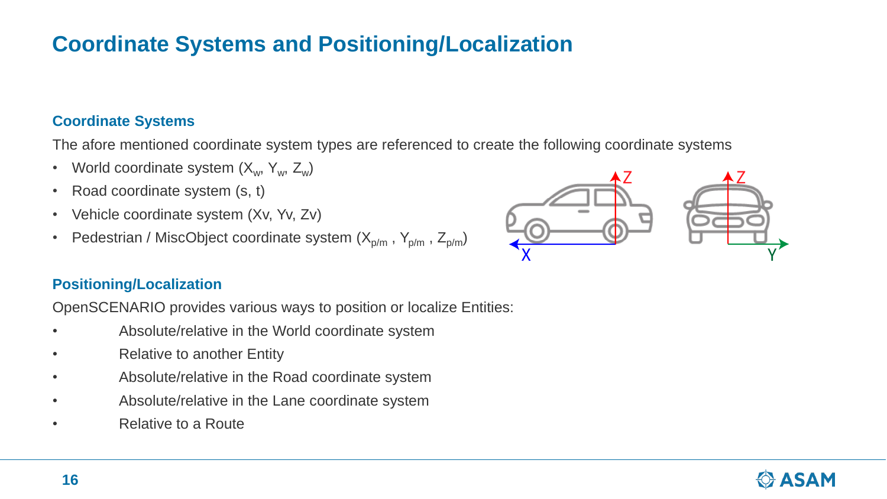# Coordinate Systems and Positioning/Localization

## Coordinate Systems

The afore mentioned coordinate system types are referenced to create the following coordinate systems

- World coordinate system ($X_w$, $Y_w$, $Z_w$)
- Road coordinate system (s, t)
- Vehicle coordinate system (Xv, Yv, Zv)
- Pedestrian / MiscObject coordinate system ($X_{p/m}$ , $Y_{p/m}$ , $Z_{p/m}$)

## Positioning/Localization

OpenSCENARIO provides various ways to position or localize Entities:

- Absolute/relative in the World coordinate system
- Relative to another Entity
- Absolute/relative in the Road coordinate system
- Absolute/relative in the Lane coordinate system
- Relative to a Route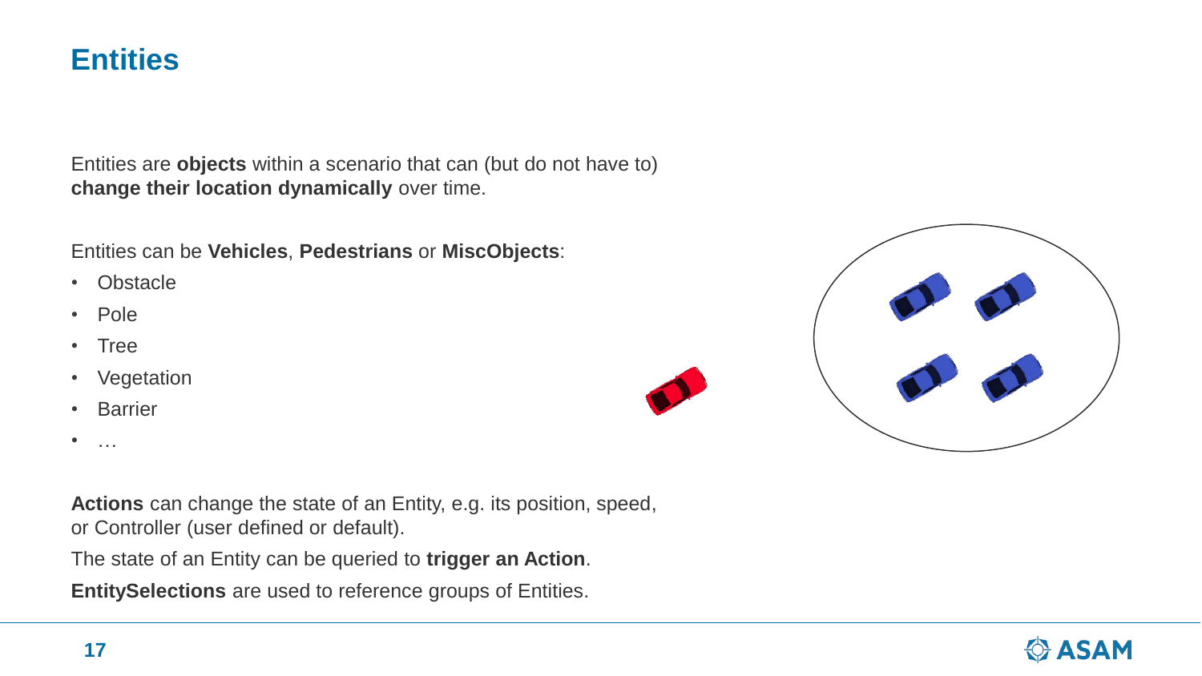# Entities

Entities are **objects** within a scenario that can (but do not have to) **change their location dynamically** over time.

Entities can be **Vehicles**, **Pedestrians** or **MiscObjects**:

- Obstacle
- Pole
- Tree
- Vegetation
- Barrier
- …

**Actions** can change the state of an Entity, e.g. its position, speed, or Controller (user defined or default).

The state of an Entity can be queried to **trigger an Action**.

**EntitySelections** are used to reference groups of Entities.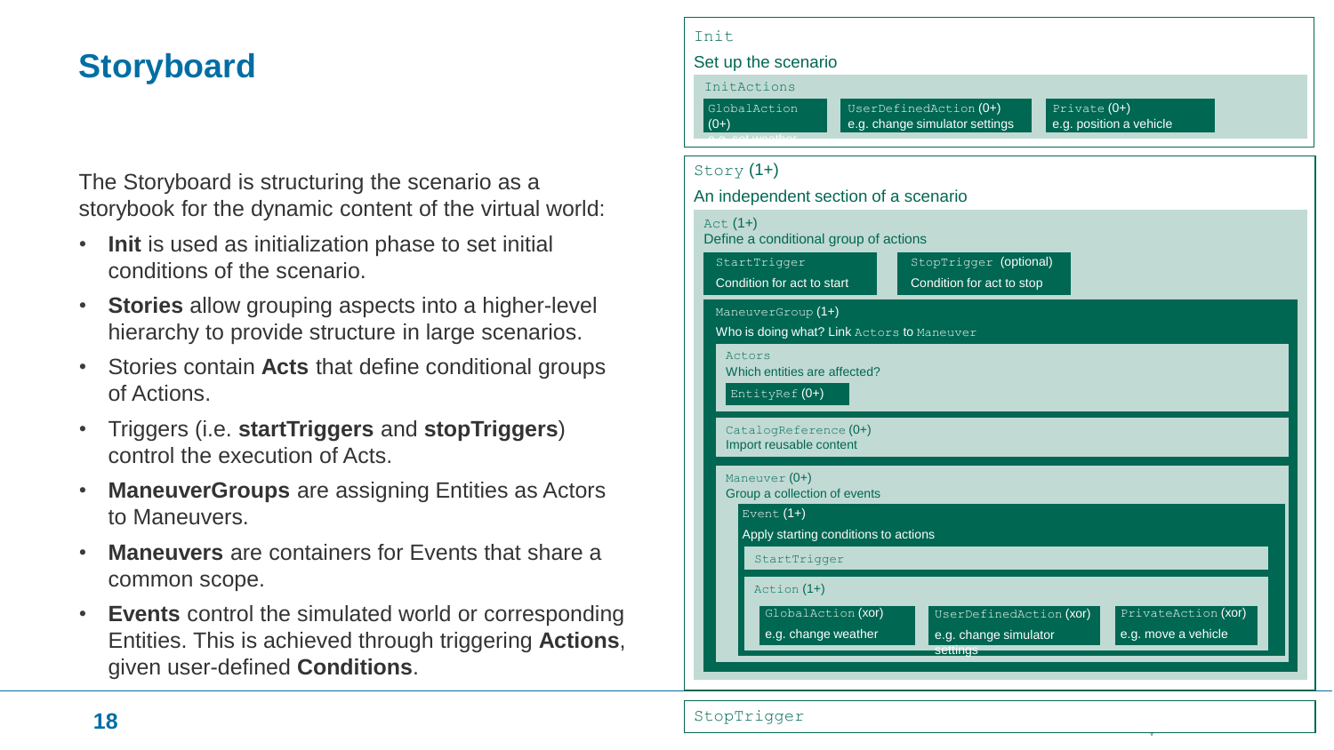# Storyboard

The Storyboard is structuring the scenario as a storybook for the dynamic content of the virtual world:

- **Init** is used as initialization phase to set initial conditions of the scenario.
- **Stories** allow grouping aspects into a higher-level hierarchy to provide structure in large scenarios.
- Stories contain **Acts** that define conditional groups of Actions.
- Triggers (i.e. **startTriggers** and **stopTriggers**) control the execution of Acts.
- **ManeuverGroups** are assigning Entities as Actors to Maneuvers.
- **Maneuvers** are containers for Events that share a common scope.
- **Events** control the simulated world or corresponding Entities. This is achieved through triggering **Actions**, given user-defined **Conditions**.

`Init`

Set up the scenario

`InitActions`

- `GlobalAction` (0+) e.g. set weather
- `UserDefinedAction` (0+) e.g. change simulator settings
- `Private` (0+) e.g. position a vehicle

`Story` (1+)

An independent section of a scenario

`Act` (1+)

Define a conditional group of actions

- `StartTrigger` Condition for act to start
- `StopTrigger` (optional) Condition for act to stop

`ManeuverGroup` (1+)

Who is doing what? Link `Actors` to `Maneuver`

`Actors`

Which entities are affected?

`EntityRef` (0+)

`CatalogReference` (0+)

Import reusable content

`Maneuver` (0+)

Group a collection of events

`Event` (1+)

Apply starting conditions to actions

`StartTrigger`

`Action` (1+)

- `GlobalAction` (xor) e.g. change weather
- `UserDefinedAction` (xor) e.g. change simulator settings
- `PrivateAction` (xor) e.g. move a vehicle

`StopTrigger`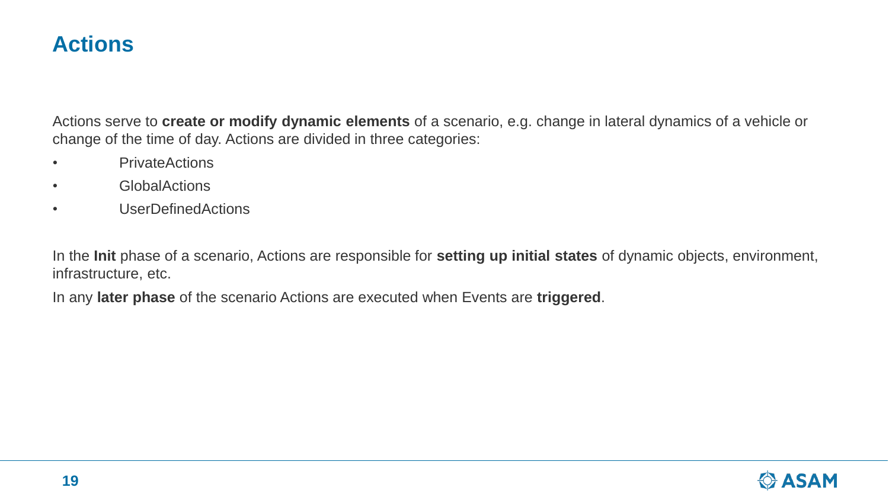# Actions

Actions serve to **create or modify dynamic elements** of a scenario, e.g. change in lateral dynamics of a vehicle or change of the time of day. Actions are divided in three categories:

- PrivateActions
- GlobalActions
- UserDefinedActions

In the **Init** phase of a scenario, Actions are responsible for **setting up initial states** of dynamic objects, environment, infrastructure, etc.

In any **later phase** of the scenario Actions are executed when Events are **triggered**.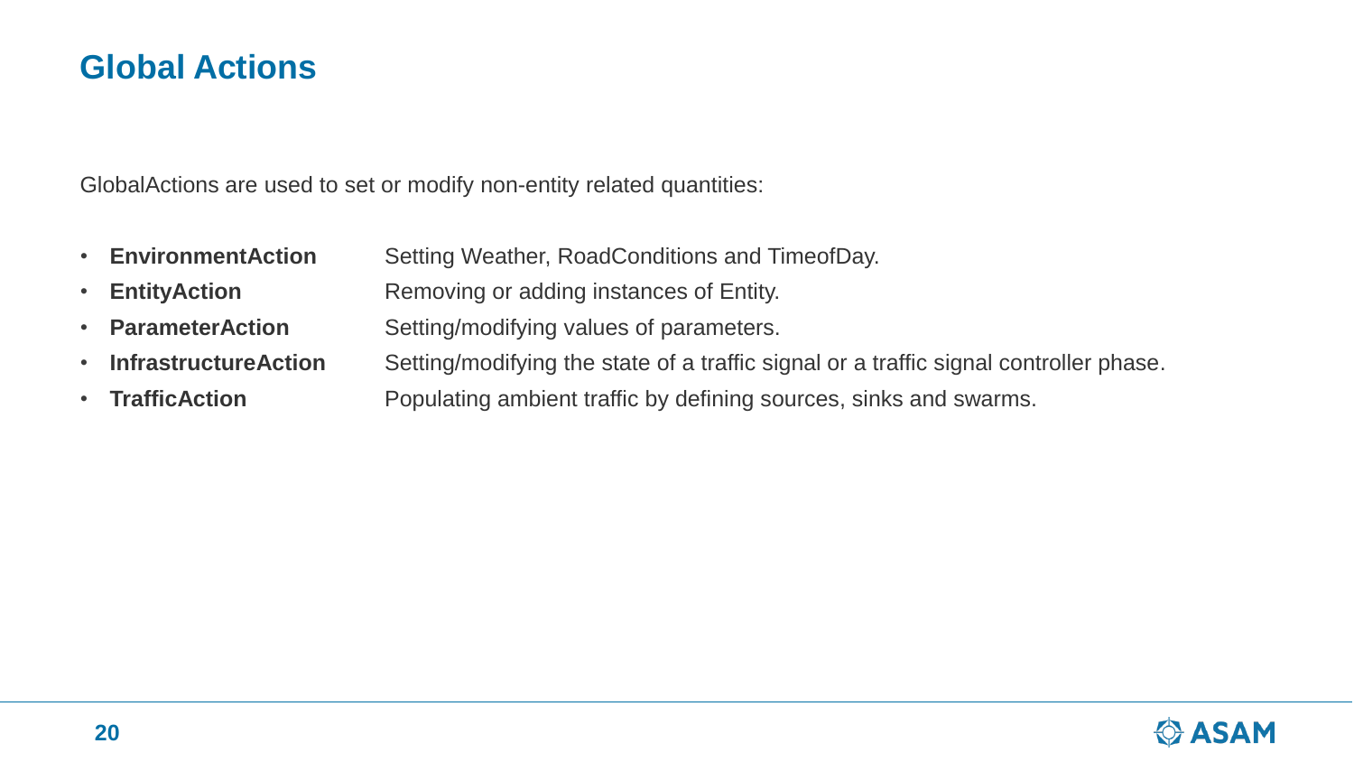# Global Actions

GlobalActions are used to set or modify non-entity related quantities:

- **EnvironmentAction** Setting Weather, RoadConditions and TimeofDay.
- **EntityAction** Removing or adding instances of Entity.
- **ParameterAction** Setting/modifying values of parameters.
- **InfrastructureAction** Setting/modifying the state of a traffic signal or a traffic signal controller phase.
- **TrafficAction** Populating ambient traffic by defining sources, sinks and swarms.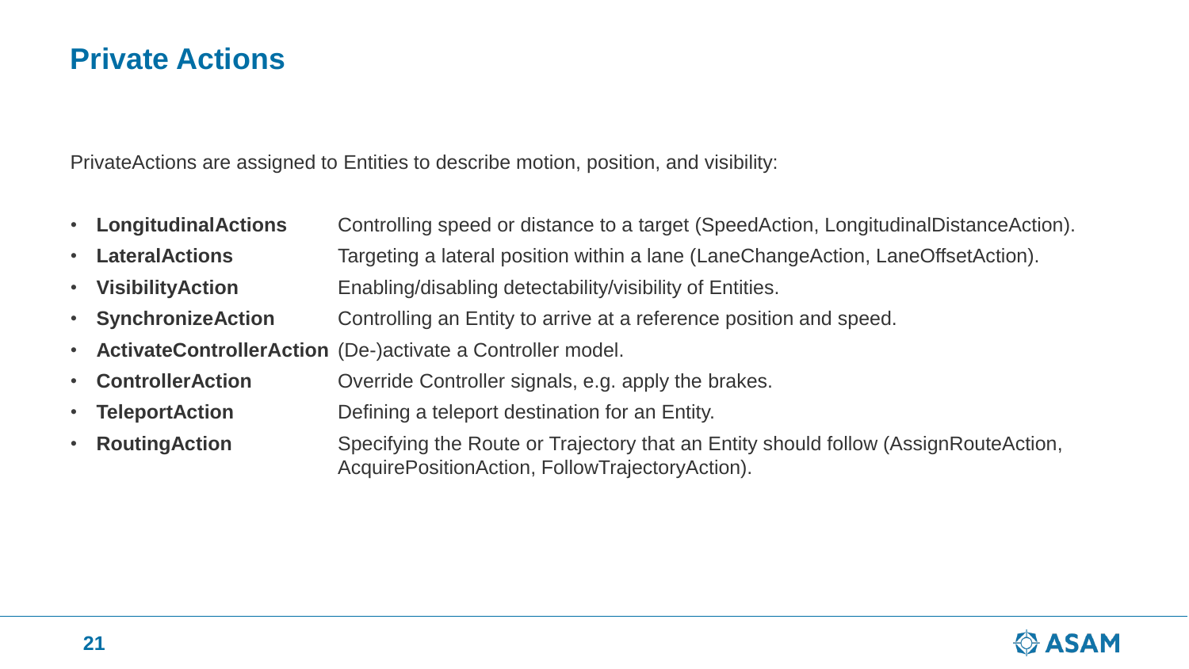# Private Actions

PrivateActions are assigned to Entities to describe motion, position, and visibility:

- **LongitudinalActions** Controlling speed or distance to a target (SpeedAction, LongitudinalDistanceAction).
- **LateralActions** Targeting a lateral position within a lane (LaneChangeAction, LaneOffsetAction).
- **VisibilityAction** Enabling/disabling detectability/visibility of Entities.
- **SynchronizeAction** Controlling an Entity to arrive at a reference position and speed.
- **ActivateControllerAction** (De-)activate a Controller model.
- **ControllerAction** Override Controller signals, e.g. apply the brakes.
- **TeleportAction** Defining a teleport destination for an Entity.
- **RoutingAction** Specifying the Route or Trajectory that an Entity should follow (AssignRouteAction, AcquirePositionAction, FollowTrajectoryAction).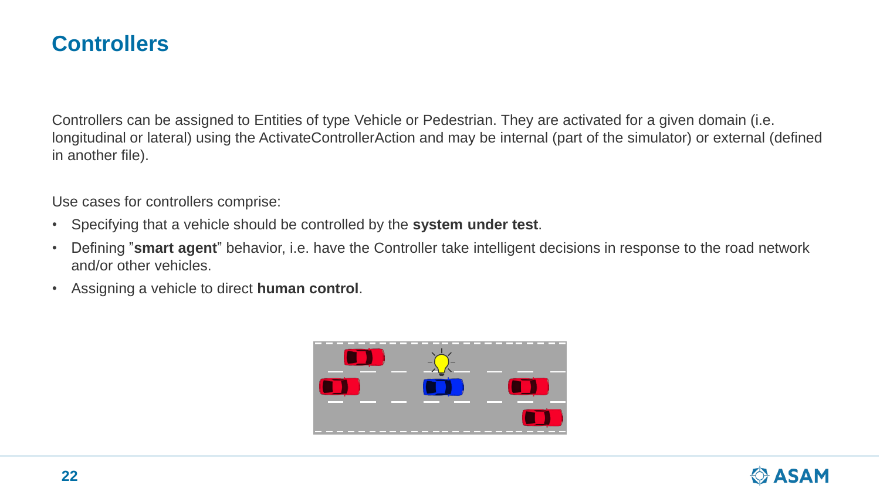# Controllers

Controllers can be assigned to Entities of type Vehicle or Pedestrian. They are activated for a given domain (i.e. longitudinal or lateral) using the ActivateControllerAction and may be internal (part of the simulator) or external (defined in another file).

Use cases for controllers comprise:

- Specifying that a vehicle should be controlled by the **system under test**.
- Defining "**smart agent**" behavior, i.e. have the Controller take intelligent decisions in response to the road network and/or other vehicles.
- Assigning a vehicle to direct **human control**.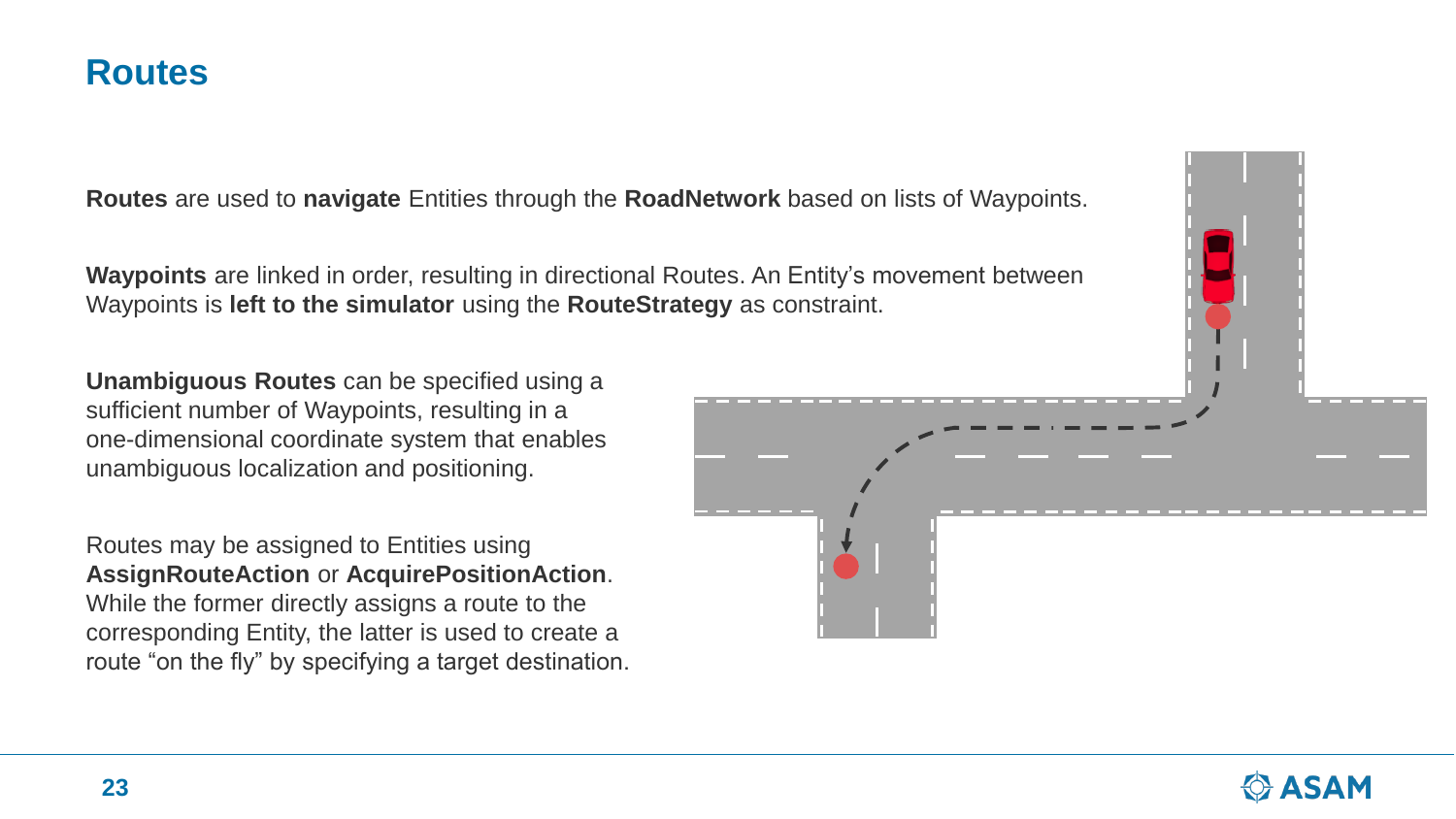# Routes

**Routes** are used to **navigate** Entities through the **RoadNetwork** based on lists of Waypoints.

**Waypoints** are linked in order, resulting in directional Routes. An Entity's movement between Waypoints is **left to the simulator** using the **RouteStrategy** as constraint.

**Unambiguous Routes** can be specified using a sufficient number of Waypoints, resulting in a one-dimensional coordinate system that enables unambiguous localization and positioning.

Routes may be assigned to Entities using **AssignRouteAction** or **AcquirePositionAction**. While the former directly assigns a route to the corresponding Entity, the latter is used to create a route "on the fly" by specifying a target destination.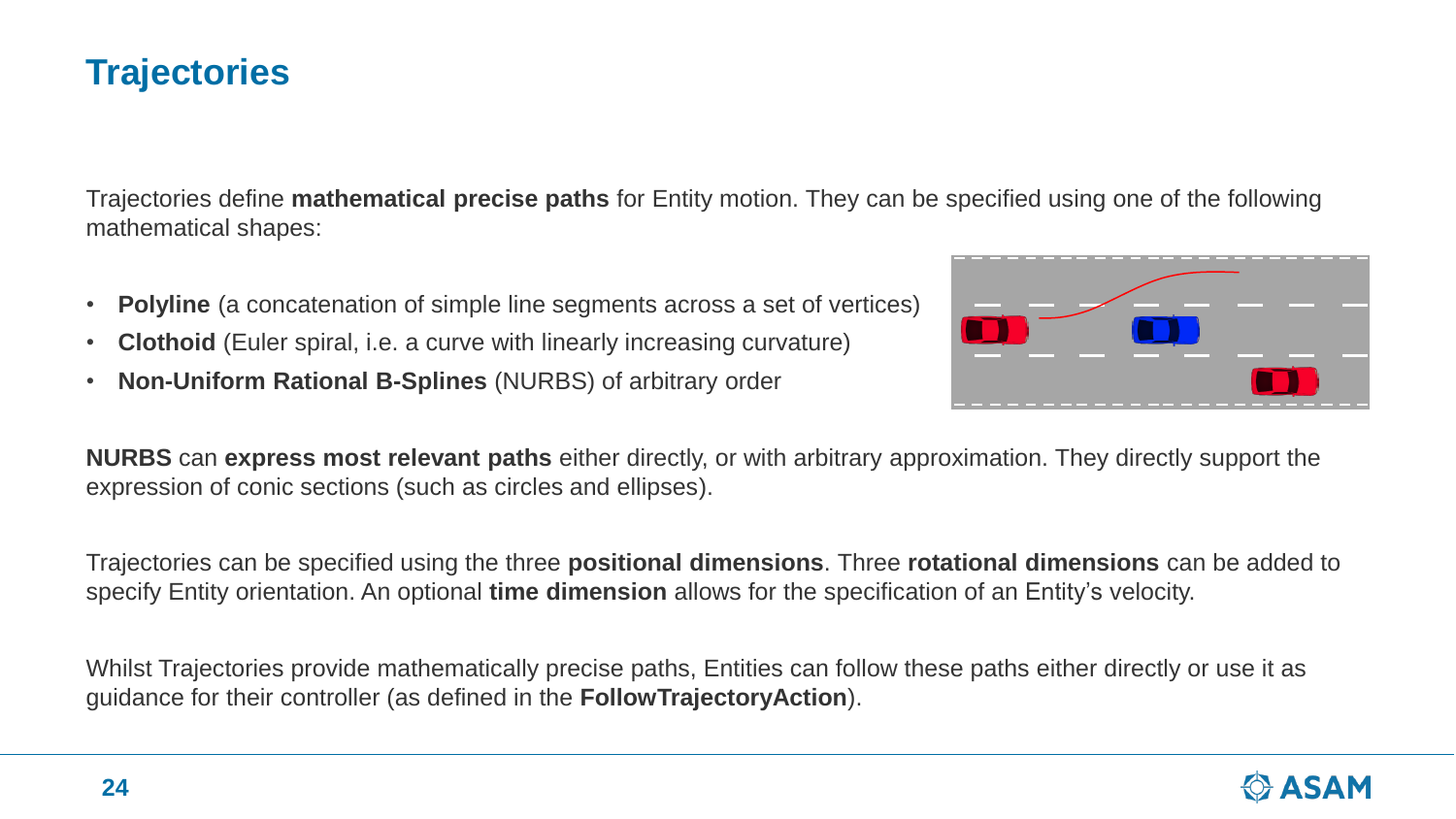# Trajectories

Trajectories define **mathematical precise paths** for Entity motion. They can be specified using one of the following mathematical shapes:

- **Polyline** (a concatenation of simple line segments across a set of vertices)
- **Clothoid** (Euler spiral, i.e. a curve with linearly increasing curvature)
- **Non-Uniform Rational B-Splines** (NURBS) of arbitrary order

**NURBS** can **express most relevant paths** either directly, or with arbitrary approximation. They directly support the expression of conic sections (such as circles and ellipses).

Trajectories can be specified using the three **positional dimensions**. Three **rotational dimensions** can be added to specify Entity orientation. An optional **time dimension** allows for the specification of an Entity's velocity.

Whilst Trajectories provide mathematically precise paths, Entities can follow these paths either directly or use it as guidance for their controller (as defined in the **FollowTrajectoryAction**).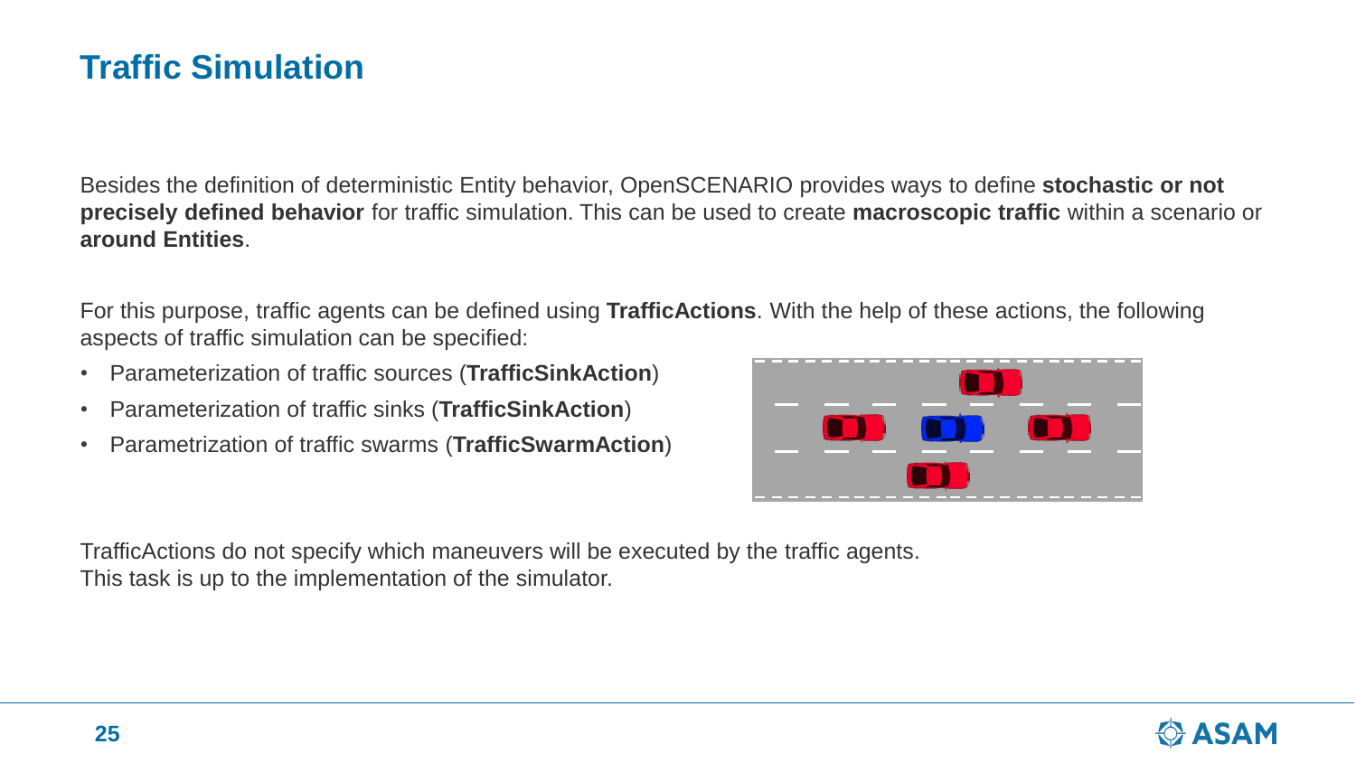# Traffic Simulation

Besides the definition of deterministic Entity behavior, OpenSCENARIO provides ways to define **stochastic or not precisely defined behavior** for traffic simulation. This can be used to create **macroscopic traffic** within a scenario or **around Entities**.

For this purpose, traffic agents can be defined using **TrafficActions**. With the help of these actions, the following aspects of traffic simulation can be specified:

- Parameterization of traffic sources (**TrafficSinkAction**)
- Parameterization of traffic sinks (**TrafficSinkAction**)
- Parametrization of traffic swarms (**TrafficSwarmAction**)

TrafficActions do not specify which maneuvers will be executed by the traffic agents.
This task is up to the implementation of the simulator.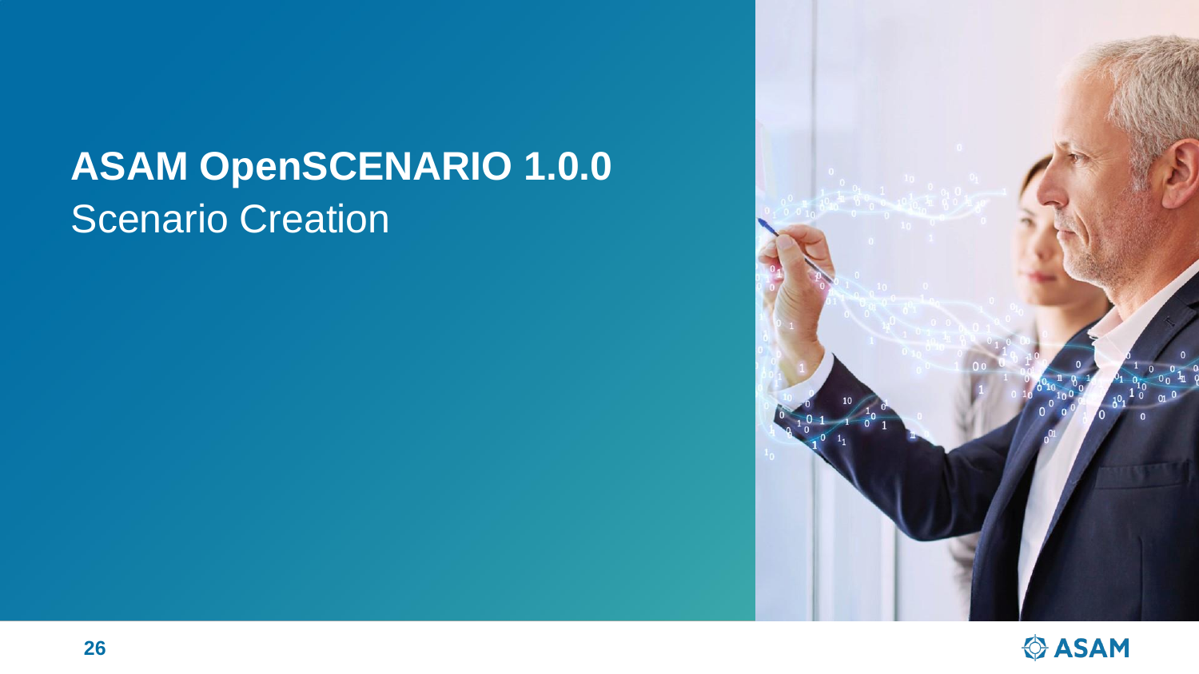# ASAM OpenSCENARIO 1.0.0

## Scenario Creation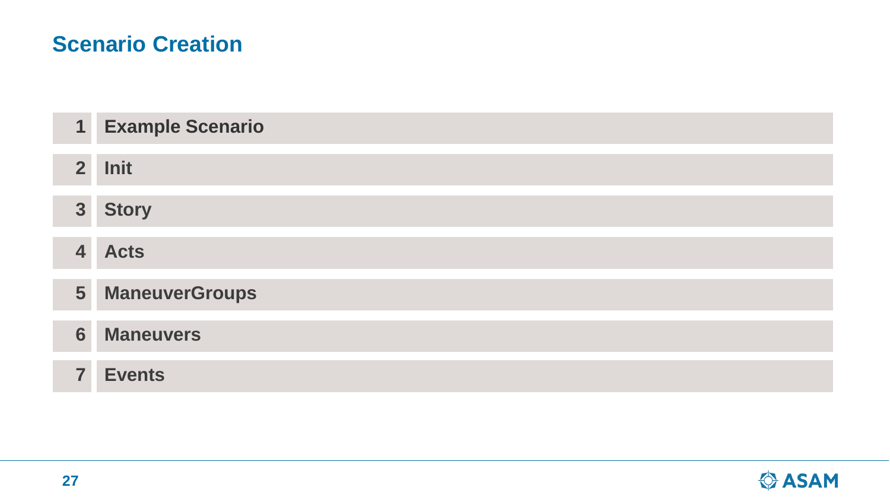# Scenario Creation

1. **Example Scenario**
2. **Init**
3. **Story**
4. **Acts**
5. **ManeuverGroups**
6. **Maneuvers**
7. **Events**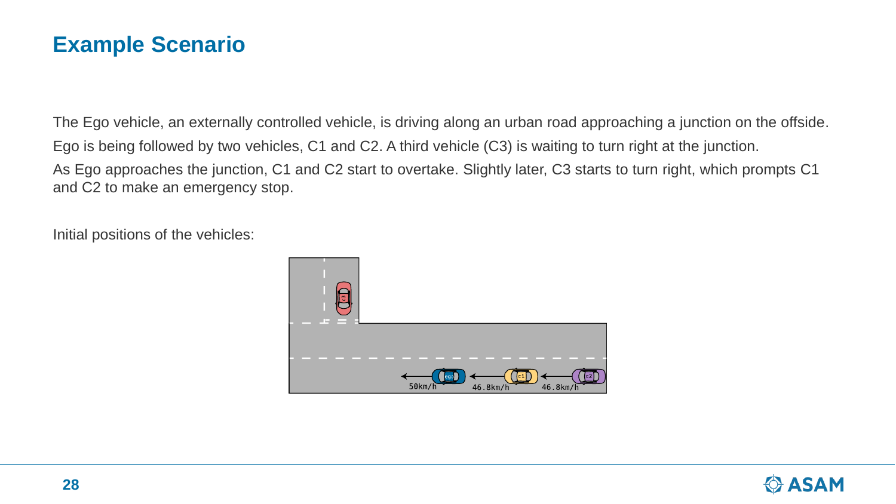# Example Scenario

The Ego vehicle, an externally controlled vehicle, is driving along an urban road approaching a junction on the offside.

Ego is being followed by two vehicles, C1 and C2. A third vehicle (C3) is waiting to turn right at the junction.

As Ego approaches the junction, C1 and C2 start to overtake. Slightly later, C3 starts to turn right, which prompts C1 and C2 to make an emergency stop.

Initial positions of the vehicles: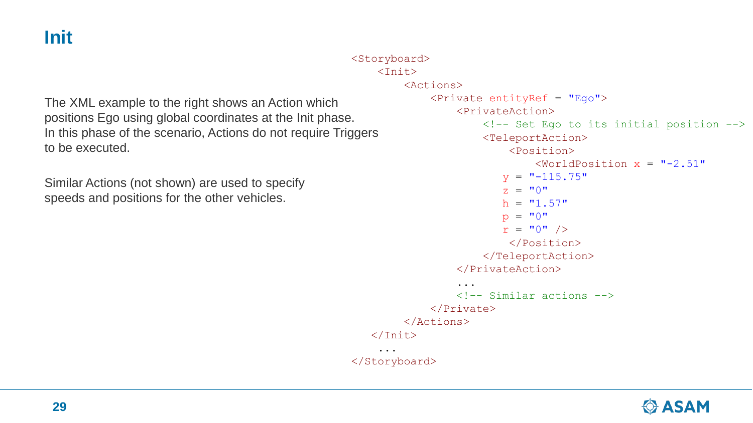# Init

The XML example to the right shows an Action which positions Ego using global coordinates at the Init phase. In this phase of the scenario, Actions do not require Triggers to be executed.

Similar Actions (not shown) are used to specify speeds and positions for the other vehicles.

```
<Storyboard>
    <Init>
        <Actions>
            <Private entityRef = "Ego">
                <PrivateAction>
                    <!-- Set Ego to its initial position -->
                    <TeleportAction>
                        <Position>
                            <WorldPosition x = "-2.51"
                      y = "-115.75"
                      z = "0"
                      h = "1.57"
                      p = "0"
                      r = "0" />
                        </Position>
                    </TeleportAction>
                </PrivateAction>
                ...
                <!-- Similar actions -->
            </Private>
        </Actions>
    </Init>
    ...
</Storyboard>
```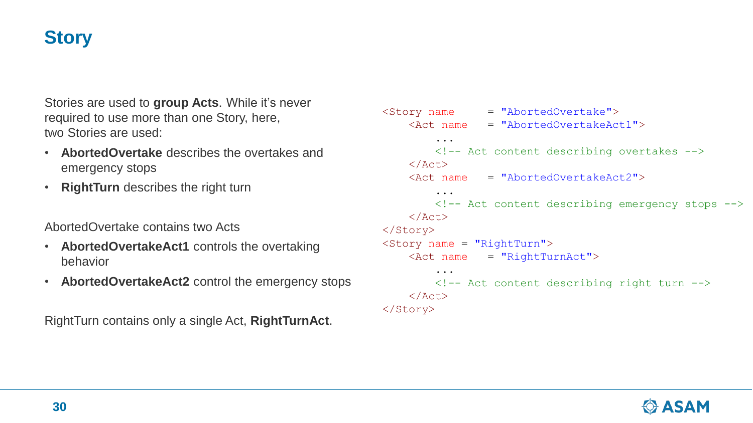# Story

Stories are used to **group Acts**. While it's never required to use more than one Story, here, two Stories are used:

- **AbortedOvertake** describes the overtakes and emergency stops
- **RightTurn** describes the right turn

AbortedOvertake contains two Acts

- **AbortedOvertakeAct1** controls the overtaking behavior
- **AbortedOvertakeAct2** control the emergency stops

RightTurn contains only a single Act, **RightTurnAct**.

```
<Story name     = "AbortedOvertake">
    <Act name   = "AbortedOvertakeAct1">
        ...
        <!-- Act content describing overtakes -->
    </Act>
    <Act name   = "AbortedOvertakeAct2">
        ...
        <!-- Act content describing emergency stops -->
    </Act>
</Story>
<Story name = "RightTurn">
    <Act name   = "RightTurnAct">
        ...
        <!-- Act content describing right turn -->
    </Act>
</Story>
```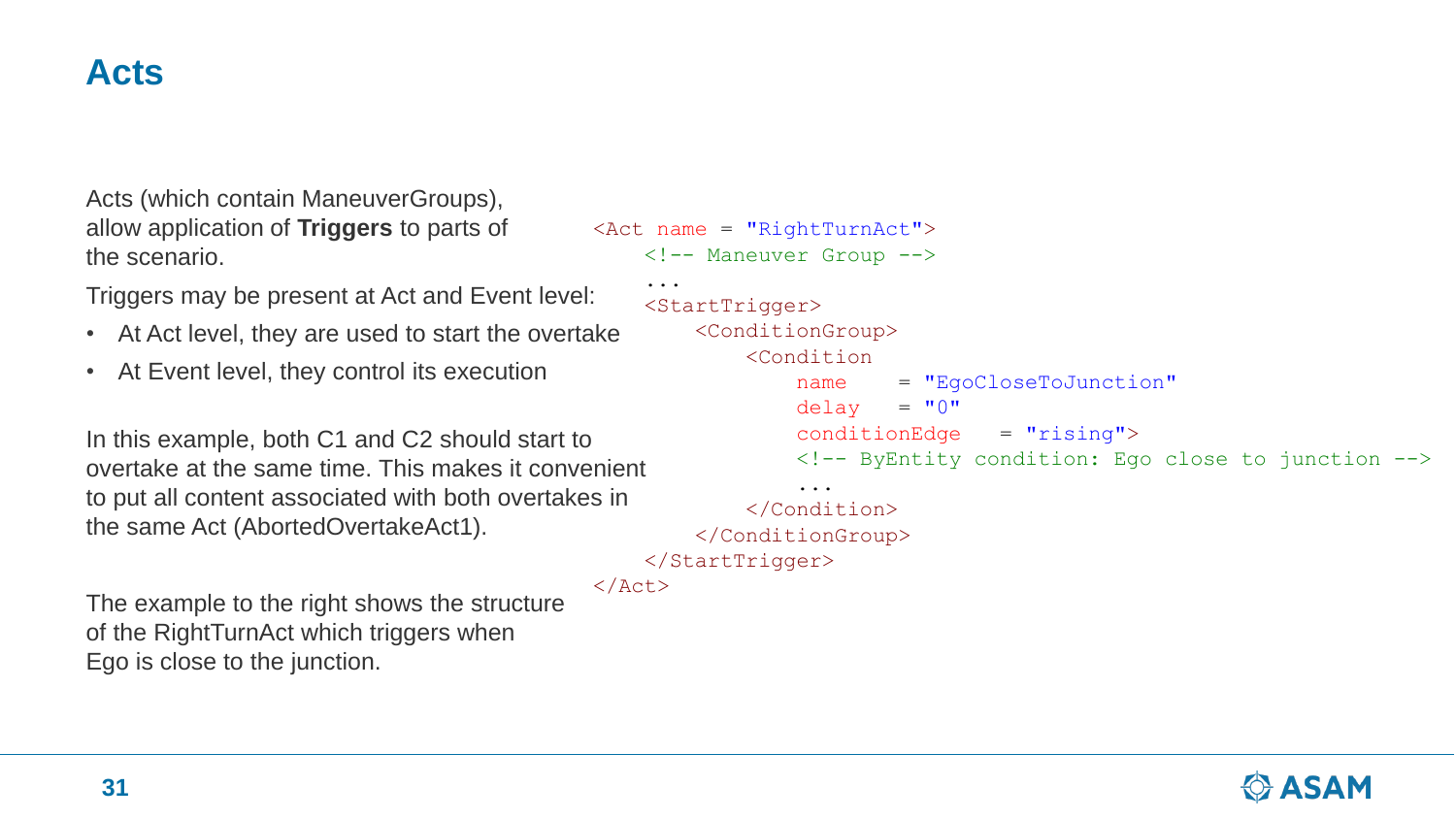# Acts

Acts (which contain ManeuverGroups), allow application of **Triggers** to parts of the scenario.

Triggers may be present at Act and Event level:

- At Act level, they are used to start the overtake
- At Event level, they control its execution

In this example, both C1 and C2 should start to overtake at the same time. This makes it convenient to put all content associated with both overtakes in the same Act (AbortedOvertakeAct1).

The example to the right shows the structure of the RightTurnAct which triggers when Ego is close to the junction.

```
<Act name = "RightTurnAct">
    <!-- Maneuver Group -->
    ...
    <StartTrigger>
        <ConditionGroup>
            <Condition
                name     = "EgoCloseToJunction"
                delay    = "0"
                conditionEdge    = "rising">
                <!-- ByEntity condition: Ego close to junction -->
                ...
            </Condition>
        </ConditionGroup>
    </StartTrigger>
</Act>
```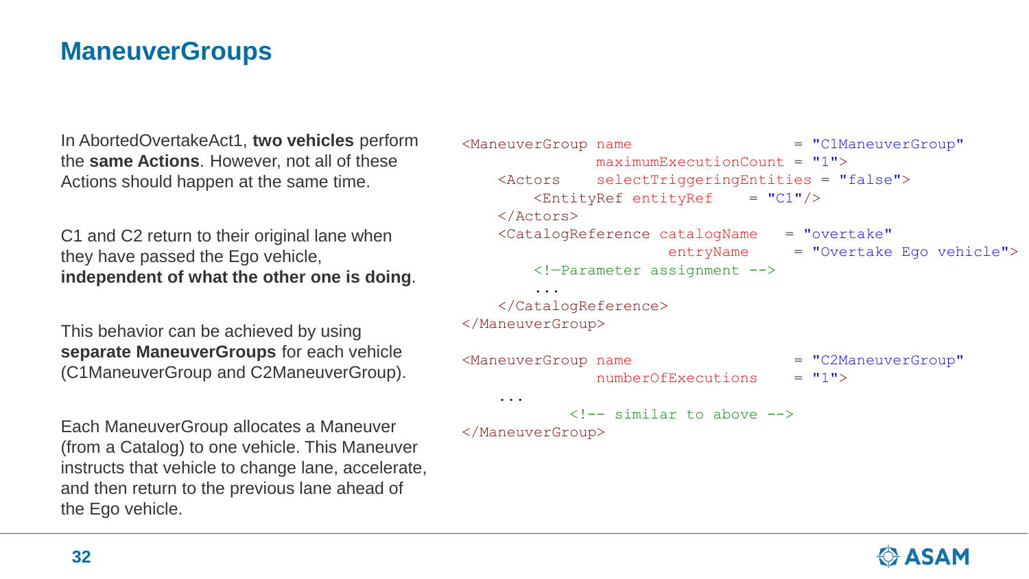# ManeuverGroups

In AbortedOvertakeAct1, **two vehicles** perform the **same Actions**. However, not all of these Actions should happen at the same time.

C1 and C2 return to their original lane when they have passed the Ego vehicle, **independent of what the other one is doing**.

This behavior can be achieved by using **separate ManeuverGroups** for each vehicle (C1ManeuverGroup and C2ManeuverGroup).

Each ManeuverGroup allocates a Maneuver (from a Catalog) to one vehicle. This Maneuver instructs that vehicle to change lane, accelerate, and then return to the previous lane ahead of the Ego vehicle.

```
<ManeuverGroup name                     = "C1ManeuverGroup"
               maximumExecutionCount = "1">
    <Actors    selectTriggeringEntities = "false">
        <EntityRef entityRef    = "C1"/>
    </Actors>
    <CatalogReference catalogName   = "overtake"
                      entryName     = "Overtake Ego vehicle">
        <!—Parameter assignment -->
        ...
    </CatalogReference>
</ManeuverGroup>

<ManeuverGroup name                     = "C2ManeuverGroup"
               numberOfExecutions    = "1">
    ...
            <!-- similar to above -->
</ManeuverGroup>
```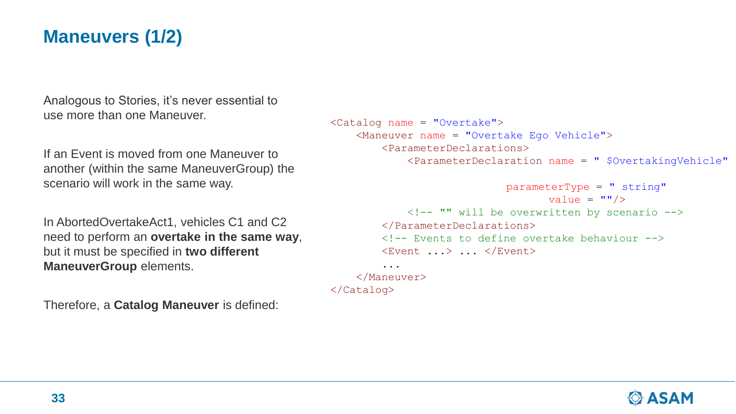# Maneuvers (1/2)

Analogous to Stories, it’s never essential to use more than one Maneuver.

If an Event is moved from one Maneuver to another (within the same ManeuverGroup) the scenario will work in the same way.

In AbortedOvertakeAct1, vehicles C1 and C2 need to perform an **overtake in the same way**, but it must be specified in **two different ManeuverGroup** elements.

Therefore, a **Catalog Maneuver** is defined:

```
<Catalog name = "Overtake">
    <Maneuver name = "Overtake Ego Vehicle">
        <ParameterDeclarations>
            <ParameterDeclaration name = " $OvertakingVehicle"

                               parameterType = " string"
                                      value = ""/>
            <!-- "" will be overwritten by scenario -->
        </ParameterDeclarations>
        <!-- Events to define overtake behaviour -->
        <Event ...> ... </Event>
        ...
    </Maneuver>
</Catalog>
```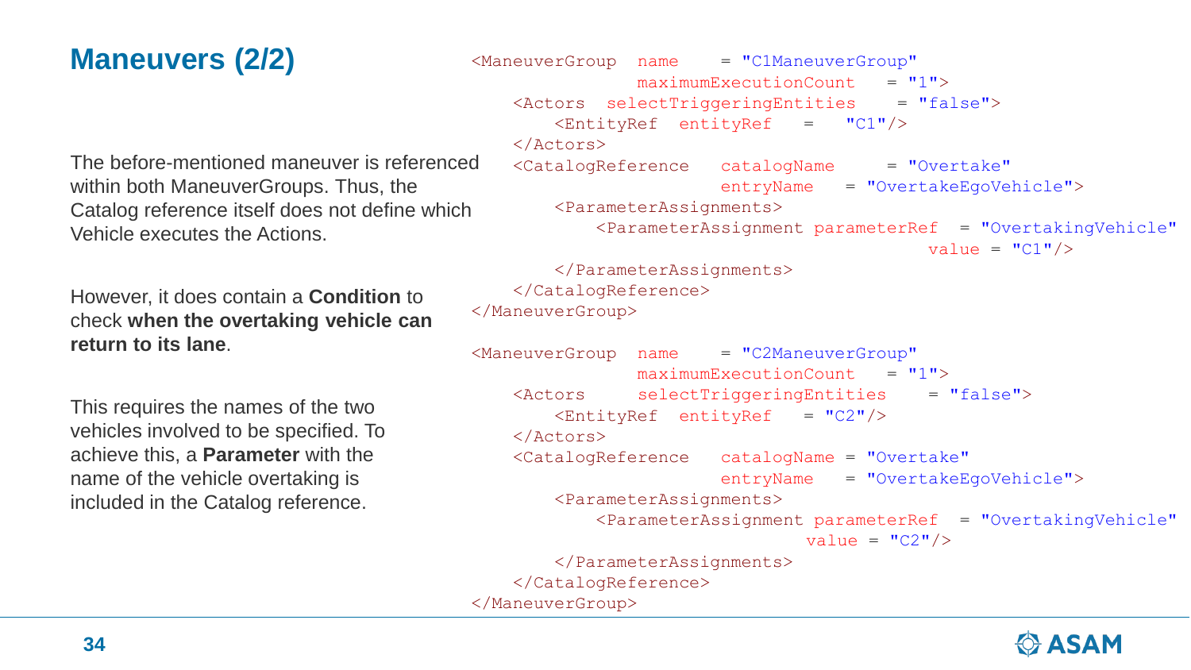# Maneuvers (2/2)

The before-mentioned maneuver is referenced within both ManeuverGroups. Thus, the Catalog reference itself does not define which Vehicle executes the Actions.

However, it does contain a **Condition** to check **when the overtaking vehicle can return to its lane**.

This requires the names of the two vehicles involved to be specified. To achieve this, a **Parameter** with the name of the vehicle overtaking is included in the Catalog reference.

```
<ManeuverGroup  name    = "C1ManeuverGroup"
                maximumExecutionCount   = "1">
    <Actors  selectTriggeringEntities    = "false">
        <EntityRef  entityRef    =    "C1"/>
    </Actors>
    <CatalogReference   catalogName      = "Overtake"
                        entryName    = "OvertakeEgoVehicle">
        <ParameterAssignments>
            <ParameterAssignment parameterRef  = "OvertakingVehicle"
                                                value = "C1"/>
        </ParameterAssignments>
    </CatalogReference>
</ManeuverGroup>

<ManeuverGroup  name    = "C2ManeuverGroup"
                maximumExecutionCount   = "1">
    <Actors     selectTriggeringEntities    = "false">
        <EntityRef  entityRef    = "C2"/>
    </Actors>
    <CatalogReference   catalogName = "Overtake"
                        entryName    = "OvertakeEgoVehicle">
        <ParameterAssignments>
            <ParameterAssignment parameterRef  = "OvertakingVehicle"
                                  value = "C2"/>
        </ParameterAssignments>
    </CatalogReference>
</ManeuverGroup>
```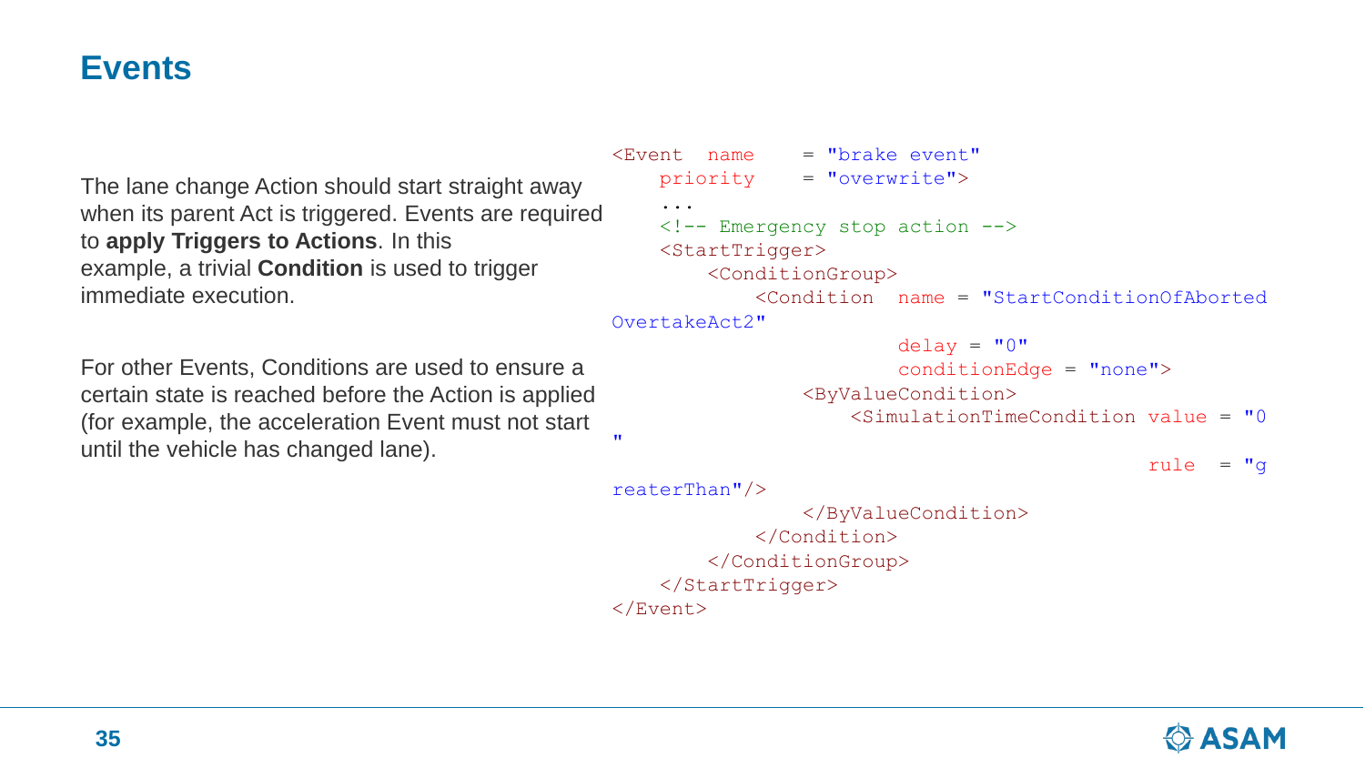# Events

The lane change Action should start straight away when its parent Act is triggered. Events are required to **apply Triggers to Actions**. In this example, a trivial **Condition** is used to trigger immediate execution.

For other Events, Conditions are used to ensure a certain state is reached before the Action is applied (for example, the acceleration Event must not start until the vehicle has changed lane).

```
<Event  name     = "brake event"
    priority     = "overwrite">
    ...
    <!-- Emergency stop action -->
    <StartTrigger>
        <ConditionGroup>
            <Condition  name = "StartConditionOfAbortedOvertakeAct2"
                        delay = "0"
                        conditionEdge = "none">
                <ByValueCondition>
                    <SimulationTimeCondition value = "0"
                                             rule  = "greaterThan"/>
                </ByValueCondition>
            </Condition>
        </ConditionGroup>
    </StartTrigger>
</Event>
```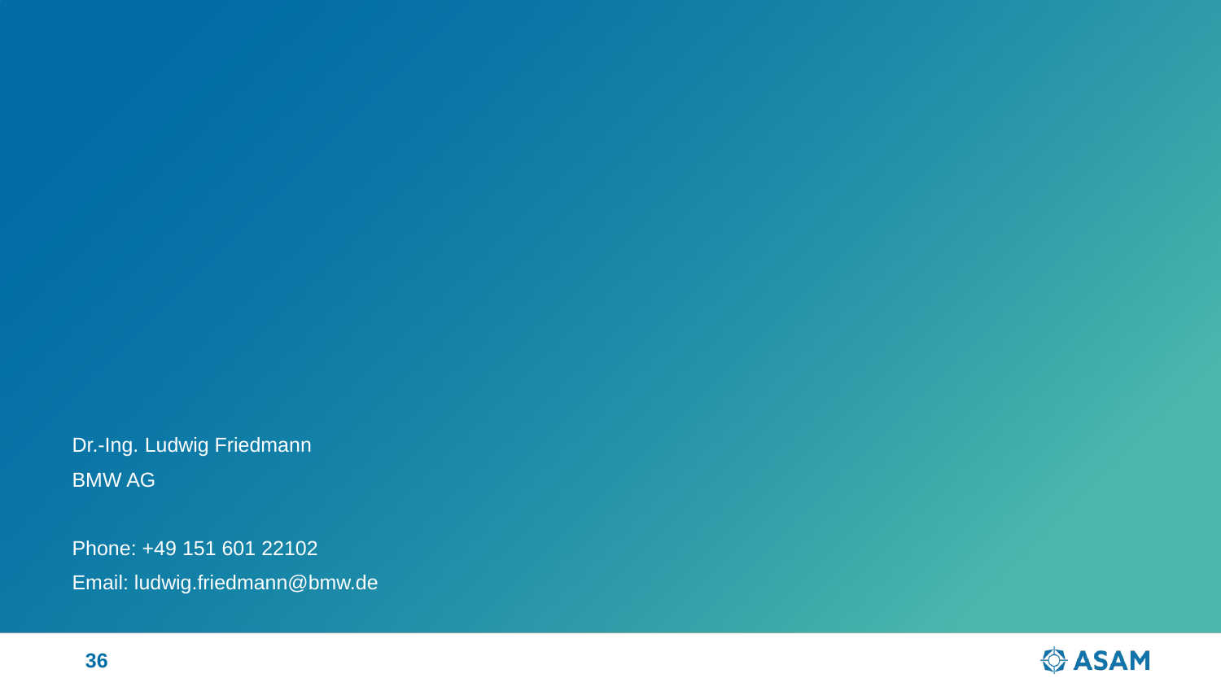Dr.-Ing. Ludwig Friedmann

BMW AG

Phone: +49 151 601 22102

Email: ludwig.friedmann@bmw.de